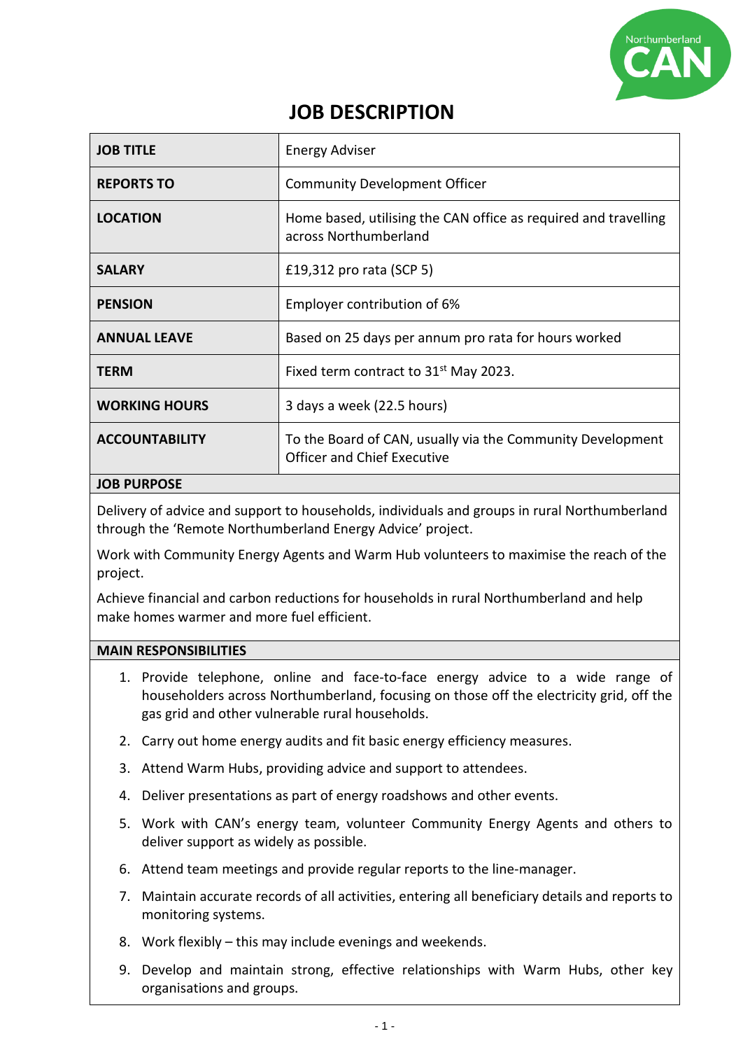# JOB DESCRIPTION

| | |
|---|---|
| **JOB TITLE** | Energy Adviser |
| **REPORTS TO** | Community Development Officer |
| **LOCATION** | Home based, utilising the CAN office as required and travelling across Northumberland |
| **SALARY** | £19,312 pro rata (SCP 5) |
| **PENSION** | Employer contribution of 6% |
| **ANNUAL LEAVE** | Based on 25 days per annum pro rata for hours worked |
| **TERM** | Fixed term contract to 31st May 2023. |
| **WORKING HOURS** | 3 days a week (22.5 hours) |
| **ACCOUNTABILITY** | To the Board of CAN, usually via the Community Development Officer and Chief Executive |

**JOB PURPOSE**

Delivery of advice and support to households, individuals and groups in rural Northumberland through the 'Remote Northumberland Energy Advice' project.

Work with Community Energy Agents and Warm Hub volunteers to maximise the reach of the project.

Achieve financial and carbon reductions for households in rural Northumberland and help make homes warmer and more fuel efficient.

**MAIN RESPONSIBILITIES**

1. Provide telephone, online and face-to-face energy advice to a wide range of householders across Northumberland, focusing on those off the electricity grid, off the gas grid and other vulnerable rural households.
2. Carry out home energy audits and fit basic energy efficiency measures.
3. Attend Warm Hubs, providing advice and support to attendees.
4. Deliver presentations as part of energy roadshows and other events.
5. Work with CAN's energy team, volunteer Community Energy Agents and others to deliver support as widely as possible.
6. Attend team meetings and provide regular reports to the line-manager.
7. Maintain accurate records of all activities, entering all beneficiary details and reports to monitoring systems.
8. Work flexibly – this may include evenings and weekends.
9. Develop and maintain strong, effective relationships with Warm Hubs, other key organisations and groups.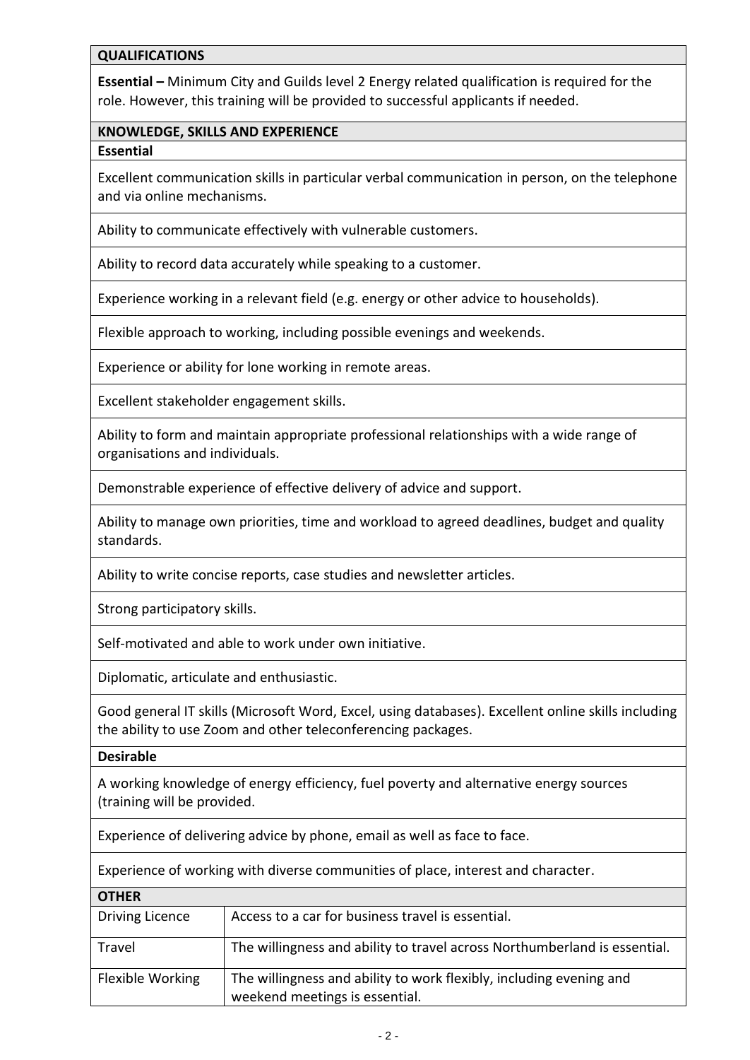## QUALIFICATIONS

**Essential –** Minimum City and Guilds level 2 Energy related qualification is required for the role. However, this training will be provided to successful applicants if needed.

## KNOWLEDGE, SKILLS AND EXPERIENCE

**Essential**

Excellent communication skills in particular verbal communication in person, on the telephone and via online mechanisms.

Ability to communicate effectively with vulnerable customers.

Ability to record data accurately while speaking to a customer.

Experience working in a relevant field (e.g. energy or other advice to households).

Flexible approach to working, including possible evenings and weekends.

Experience or ability for lone working in remote areas.

Excellent stakeholder engagement skills.

Ability to form and maintain appropriate professional relationships with a wide range of organisations and individuals.

Demonstrable experience of effective delivery of advice and support.

Ability to manage own priorities, time and workload to agreed deadlines, budget and quality standards.

Ability to write concise reports, case studies and newsletter articles.

Strong participatory skills.

Self-motivated and able to work under own initiative.

Diplomatic, articulate and enthusiastic.

Good general IT skills (Microsoft Word, Excel, using databases). Excellent online skills including the ability to use Zoom and other teleconferencing packages.

**Desirable**

A working knowledge of energy efficiency, fuel poverty and alternative energy sources (training will be provided.

Experience of delivering advice by phone, email as well as face to face.

Experience of working with diverse communities of place, interest and character.

## OTHER

| | |
|---|---|
| Driving Licence | Access to a car for business travel is essential. |
| Travel | The willingness and ability to travel across Northumberland is essential. |
| Flexible Working | The willingness and ability to work flexibly, including evening and weekend meetings is essential. |